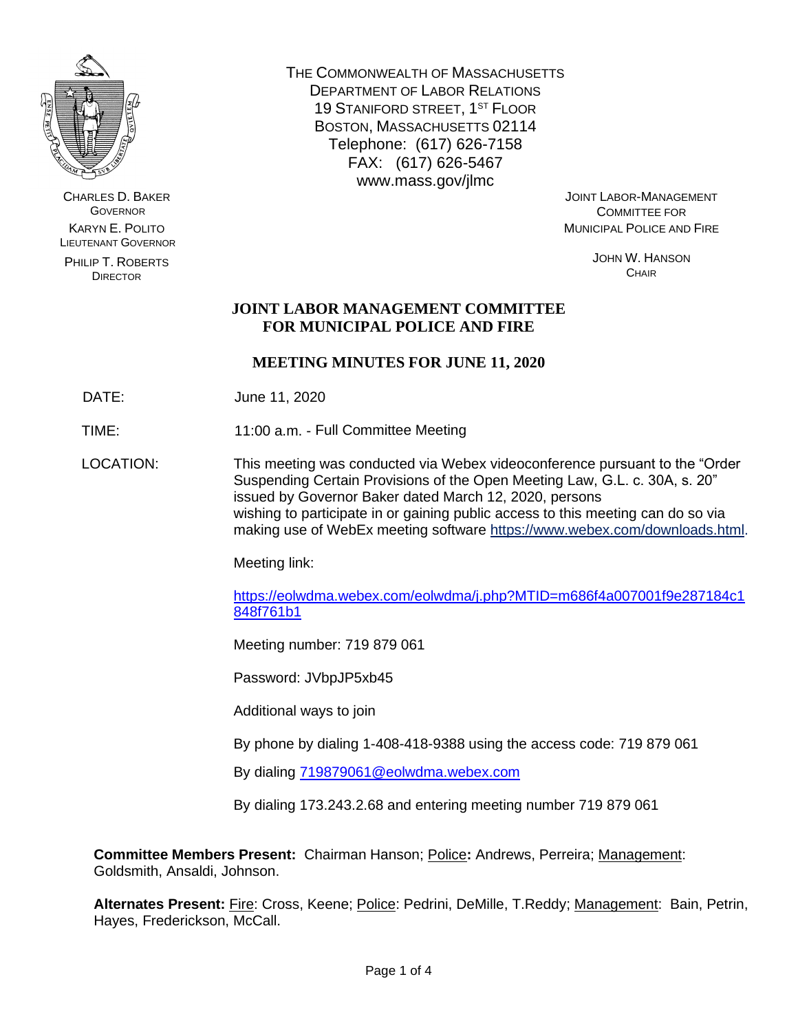THE COMMONWEALTH OF MASSACHUSETTS
DEPARTMENT OF LABOR RELATIONS
19 STANIFORD STREET, 1ST FLOOR
BOSTON, MASSACHUSETTS 02114
Telephone: (617) 626-7158
FAX: (617) 626-5467
www.mass.gov/jlmc

CHARLES D. BAKER
GOVERNOR

KARYN E. POLITO
LIEUTENANT GOVERNOR

PHILIP T. ROBERTS
DIRECTOR

JOINT LABOR-MANAGEMENT
COMMITTEE FOR
MUNICIPAL POLICE AND FIRE

JOHN W. HANSON
CHAIR

# JOINT LABOR MANAGEMENT COMMITTEE FOR MUNICIPAL POLICE AND FIRE

## MEETING MINUTES FOR JUNE 11, 2020

DATE: June 11, 2020

TIME: 11:00 a.m. - Full Committee Meeting

LOCATION: This meeting was conducted via Webex videoconference pursuant to the "Order Suspending Certain Provisions of the Open Meeting Law, G.L. c. 30A, s. 20" issued by Governor Baker dated March 12, 2020, persons wishing to participate in or gaining public access to this meeting can do so via making use of WebEx meeting software https://www.webex.com/downloads.html.

Meeting link:

https://eolwdma.webex.com/eolwdma/j.php?MTID=m686f4a007001f9e287184c1848f761b1

Meeting number: 719 879 061

Password: JVbpJP5xb45

Additional ways to join

By phone by dialing 1-408-418-9388 using the access code: 719 879 061

By dialing 719879061@eolwdma.webex.com

By dialing 173.243.2.68 and entering meeting number 719 879 061

**Committee Members Present:** Chairman Hanson; Police**:** Andrews, Perreira; Management: Goldsmith, Ansaldi, Johnson.

**Alternates Present:** Fire: Cross, Keene; Police: Pedrini, DeMille, T.Reddy; Management: Bain, Petrin, Hayes, Frederickson, McCall.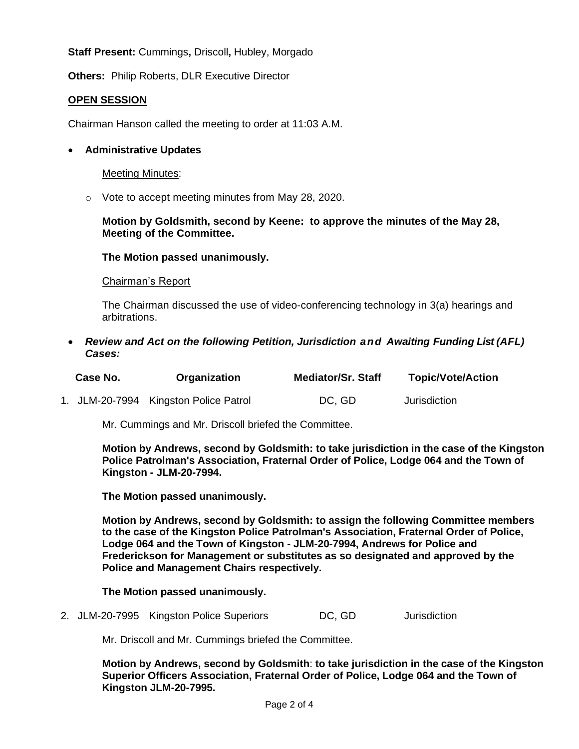**Staff Present:** Cummings**,** Driscoll**,** Hubley, Morgado

**Others:** Philip Roberts, DLR Executive Director

## OPEN SESSION

Chairman Hanson called the meeting to order at 11:03 A.M.

- **Administrative Updates**

  Meeting Minutes:

  - Vote to accept meeting minutes from May 28, 2020.

  **Motion by Goldsmith, second by Keene: to approve the minutes of the May 28, Meeting of the Committee.**

  **The Motion passed unanimously.**

  Chairman's Report

  The Chairman discussed the use of video-conferencing technology in 3(a) hearings and arbitrations.

- ***Review and Act on the following Petition, Jurisdiction and Awaiting Funding List (AFL) Cases:***

| Case No. | Organization | Mediator/Sr. Staff | Topic/Vote/Action |
|---|---|---|---|
| 1. JLM-20-7994 | Kingston Police Patrol | DC, GD | Jurisdiction |

Mr. Cummings and Mr. Driscoll briefed the Committee.

**Motion by Andrews, second by Goldsmith: to take jurisdiction in the case of the Kingston Police Patrolman's Association, Fraternal Order of Police, Lodge 064 and the Town of Kingston - JLM-20-7994.**

**The Motion passed unanimously.**

**Motion by Andrews, second by Goldsmith: to assign the following Committee members to the case of the Kingston Police Patrolman's Association, Fraternal Order of Police, Lodge 064 and the Town of Kingston - JLM-20-7994, Andrews for Police and Frederickson for Management or substitutes as so designated and approved by the Police and Management Chairs respectively.**

**The Motion passed unanimously.**

| Case No. | Organization | Mediator/Sr. Staff | Topic/Vote/Action |
|---|---|---|---|
| 2. JLM-20-7995 | Kingston Police Superiors | DC, GD | Jurisdiction |

Mr. Driscoll and Mr. Cummings briefed the Committee.

**Motion by Andrews, second by Goldsmith**: **to take jurisdiction in the case of the Kingston Superior Officers Association, Fraternal Order of Police, Lodge 064 and the Town of Kingston JLM-20-7995.**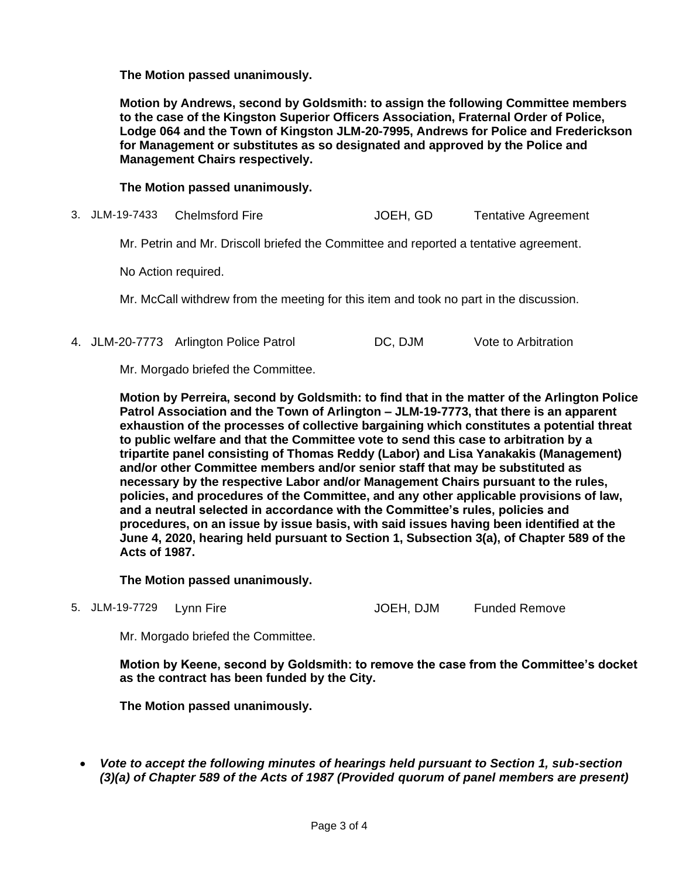**The Motion passed unanimously.**

**Motion by Andrews, second by Goldsmith: to assign the following Committee members to the case of the Kingston Superior Officers Association, Fraternal Order of Police, Lodge 064 and the Town of Kingston JLM-20-7995, Andrews for Police and Frederickson for Management or substitutes as so designated and approved by the Police and Management Chairs respectively.**

**The Motion passed unanimously.**

3. JLM-19-7433 Chelmsford Fire JOEH, GD Tentative Agreement

Mr. Petrin and Mr. Driscoll briefed the Committee and reported a tentative agreement.

No Action required.

Mr. McCall withdrew from the meeting for this item and took no part in the discussion.

4. JLM-20-7773 Arlington Police Patrol DC, DJM Vote to Arbitration

Mr. Morgado briefed the Committee.

**Motion by Perreira, second by Goldsmith: to find that in the matter of the Arlington Police Patrol Association and the Town of Arlington – JLM-19-7773, that there is an apparent exhaustion of the processes of collective bargaining which constitutes a potential threat to public welfare and that the Committee vote to send this case to arbitration by a tripartite panel consisting of Thomas Reddy (Labor) and Lisa Yanakakis (Management) and/or other Committee members and/or senior staff that may be substituted as necessary by the respective Labor and/or Management Chairs pursuant to the rules, policies, and procedures of the Committee, and any other applicable provisions of law, and a neutral selected in accordance with the Committee's rules, policies and procedures, on an issue by issue basis, with said issues having been identified at the June 4, 2020, hearing held pursuant to Section 1, Subsection 3(a), of Chapter 589 of the Acts of 1987.**

**The Motion passed unanimously.**

5. JLM-19-7729 Lynn Fire JOEH, DJM Funded Remove

Mr. Morgado briefed the Committee.

**Motion by Keene, second by Goldsmith: to remove the case from the Committee's docket as the contract has been funded by the City.**

**The Motion passed unanimously.**

- ***Vote to accept the following minutes of hearings held pursuant to Section 1, sub-section (3)(a) of Chapter 589 of the Acts of 1987 (Provided quorum of panel members are present)***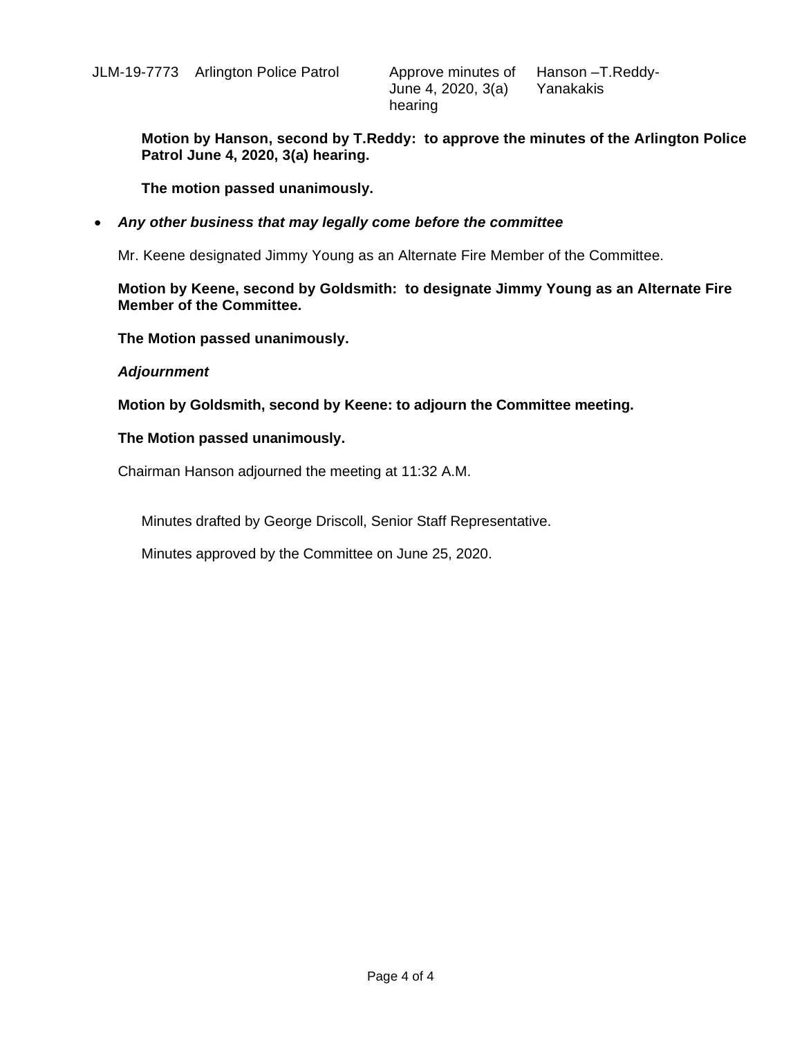| | | | |
|---|---|---|---|
| JLM-19-7773 | Arlington Police Patrol | Approve minutes of June 4, 2020, 3(a) hearing | Hanson –T.Reddy-Yanakakis |

**Motion by Hanson, second by T.Reddy: to approve the minutes of the Arlington Police Patrol June 4, 2020, 3(a) hearing.**

**The motion passed unanimously.**

- ***Any other business that may legally come before the committee***

Mr. Keene designated Jimmy Young as an Alternate Fire Member of the Committee.

**Motion by Keene, second by Goldsmith: to designate Jimmy Young as an Alternate Fire Member of the Committee.**

**The Motion passed unanimously.**

***Adjournment***

**Motion by Goldsmith, second by Keene: to adjourn the Committee meeting.**

**The Motion passed unanimously.**

Chairman Hanson adjourned the meeting at 11:32 A.M.

Minutes drafted by George Driscoll, Senior Staff Representative.

Minutes approved by the Committee on June 25, 2020.